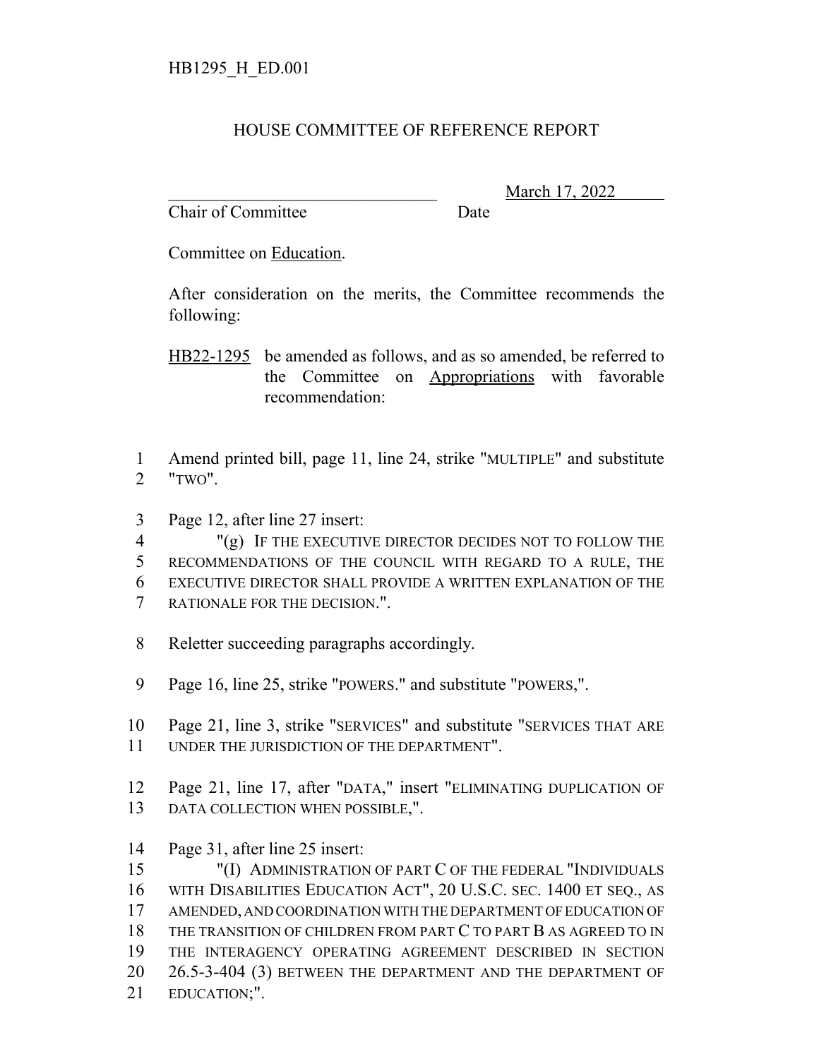HB1295_H_ED.001

# HOUSE COMMITTEE OF REFERENCE REPORT

________________________________ March 17, 2022

Chair of Committee Date

Committee on Education.

After consideration on the merits, the Committee recommends the following:

HB22-1295 be amended as follows, and as so amended, be referred to the Committee on Appropriations with favorable recommendation:

1 Amend printed bill, page 11, line 24, strike "MULTIPLE" and substitute
2 "TWO".

3 Page 12, after line 27 insert:
4 "(g) IF THE EXECUTIVE DIRECTOR DECIDES NOT TO FOLLOW THE
5 RECOMMENDATIONS OF THE COUNCIL WITH REGARD TO A RULE, THE
6 EXECUTIVE DIRECTOR SHALL PROVIDE A WRITTEN EXPLANATION OF THE
7 RATIONALE FOR THE DECISION.".

8 Reletter succeeding paragraphs accordingly.

9 Page 16, line 25, strike "POWERS." and substitute "POWERS,".

10 Page 21, line 3, strike "SERVICES" and substitute "SERVICES THAT ARE
11 UNDER THE JURISDICTION OF THE DEPARTMENT".

12 Page 21, line 17, after "DATA," insert "ELIMINATING DUPLICATION OF
13 DATA COLLECTION WHEN POSSIBLE,".

14 Page 31, after line 25 insert:
15 "(I) ADMINISTRATION OF PART C OF THE FEDERAL "INDIVIDUALS
16 WITH DISABILITIES EDUCATION ACT", 20 U.S.C. SEC. 1400 ET SEQ., AS
17 AMENDED, AND COORDINATION WITH THE DEPARTMENT OF EDUCATION OF
18 THE TRANSITION OF CHILDREN FROM PART C TO PART B AS AGREED TO IN
19 THE INTERAGENCY OPERATING AGREEMENT DESCRIBED IN SECTION
20 26.5-3-404 (3) BETWEEN THE DEPARTMENT AND THE DEPARTMENT OF
21 EDUCATION;".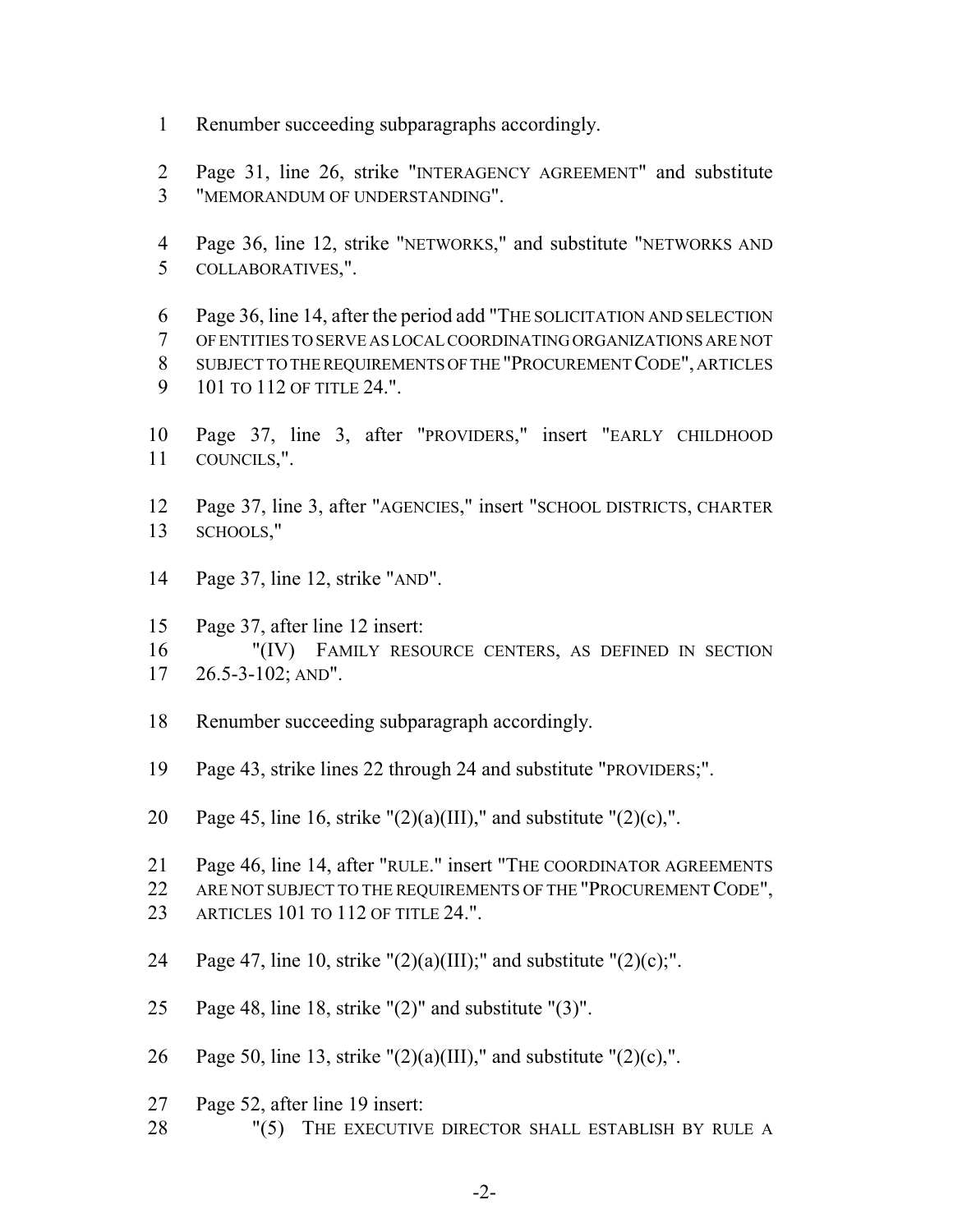1 Renumber succeeding subparagraphs accordingly.

2 Page 31, line 26, strike "INTERAGENCY AGREEMENT" and substitute
3 "MEMORANDUM OF UNDERSTANDING".

4 Page 36, line 12, strike "NETWORKS," and substitute "NETWORKS AND
5 COLLABORATIVES,".

6 Page 36, line 14, after the period add "THE SOLICITATION AND SELECTION
7 OF ENTITIES TO SERVE AS LOCAL COORDINATING ORGANIZATIONS ARE NOT
8 SUBJECT TO THE REQUIREMENTS OF THE "PROCUREMENT CODE", ARTICLES
9 101 TO 112 OF TITLE 24.".

10 Page 37, line 3, after "PROVIDERS," insert "EARLY CHILDHOOD
11 COUNCILS,".

12 Page 37, line 3, after "AGENCIES," insert "SCHOOL DISTRICTS, CHARTER
13 SCHOOLS,"

14 Page 37, line 12, strike "AND".

15 Page 37, after line 12 insert:
16 "(IV) FAMILY RESOURCE CENTERS, AS DEFINED IN SECTION
17 26.5-3-102; AND".

18 Renumber succeeding subparagraph accordingly.

19 Page 43, strike lines 22 through 24 and substitute "PROVIDERS;".

20 Page 45, line 16, strike "(2)(a)(III)," and substitute "(2)(c),".

21 Page 46, line 14, after "RULE." insert "THE COORDINATOR AGREEMENTS
22 ARE NOT SUBJECT TO THE REQUIREMENTS OF THE "PROCUREMENT CODE",
23 ARTICLES 101 TO 112 OF TITLE 24.".

24 Page 47, line 10, strike "(2)(a)(III);" and substitute "(2)(c);".

25 Page 48, line 18, strike "(2)" and substitute "(3)".

26 Page 50, line 13, strike "(2)(a)(III)," and substitute "(2)(c),".

27 Page 52, after line 19 insert:
28 "(5) THE EXECUTIVE DIRECTOR SHALL ESTABLISH BY RULE A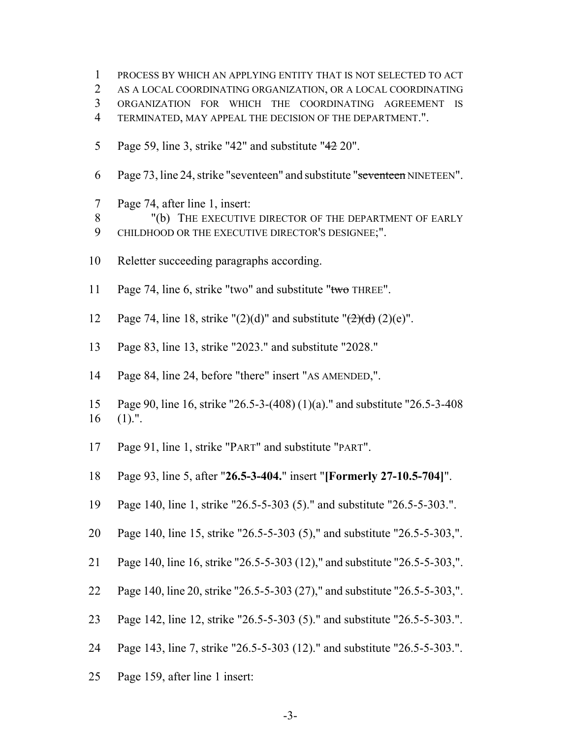1 PROCESS BY WHICH AN APPLYING ENTITY THAT IS NOT SELECTED TO ACT
2 AS A LOCAL COORDINATING ORGANIZATION, OR A LOCAL COORDINATING
3 ORGANIZATION FOR WHICH THE COORDINATING AGREEMENT IS
4 TERMINATED, MAY APPEAL THE DECISION OF THE DEPARTMENT.".

5 Page 59, line 3, strike "42" and substitute "~~42~~ 20".

6 Page 73, line 24, strike "seventeen" and substitute "~~seventeen~~ NINETEEN".

7 Page 74, after line 1, insert:
8 "(b) THE EXECUTIVE DIRECTOR OF THE DEPARTMENT OF EARLY
9 CHILDHOOD OR THE EXECUTIVE DIRECTOR'S DESIGNEE;".

10 Reletter succeeding paragraphs according.

11 Page 74, line 6, strike "two" and substitute "~~two~~ THREE".

12 Page 74, line 18, strike "(2)(d)" and substitute "~~(2)(d)~~ (2)(e)".

13 Page 83, line 13, strike "2023." and substitute "2028."

14 Page 84, line 24, before "there" insert "AS AMENDED,".

15 Page 90, line 16, strike "26.5-3-(408) (1)(a)." and substitute "26.5-3-408
16 (1).".

17 Page 91, line 1, strike "PART" and substitute "PART".

18 Page 93, line 5, after "**26.5-3-404.**" insert "**[Formerly 27-10.5-704]**".

19 Page 140, line 1, strike "26.5-5-303 (5)." and substitute "26.5-5-303.".

20 Page 140, line 15, strike "26.5-5-303 (5)," and substitute "26.5-5-303,".

21 Page 140, line 16, strike "26.5-5-303 (12)," and substitute "26.5-5-303,".

22 Page 140, line 20, strike "26.5-5-303 (27)," and substitute "26.5-5-303,".

23 Page 142, line 12, strike "26.5-5-303 (5)." and substitute "26.5-5-303.".

24 Page 143, line 7, strike "26.5-5-303 (12)." and substitute "26.5-5-303.".

25 Page 159, after line 1 insert: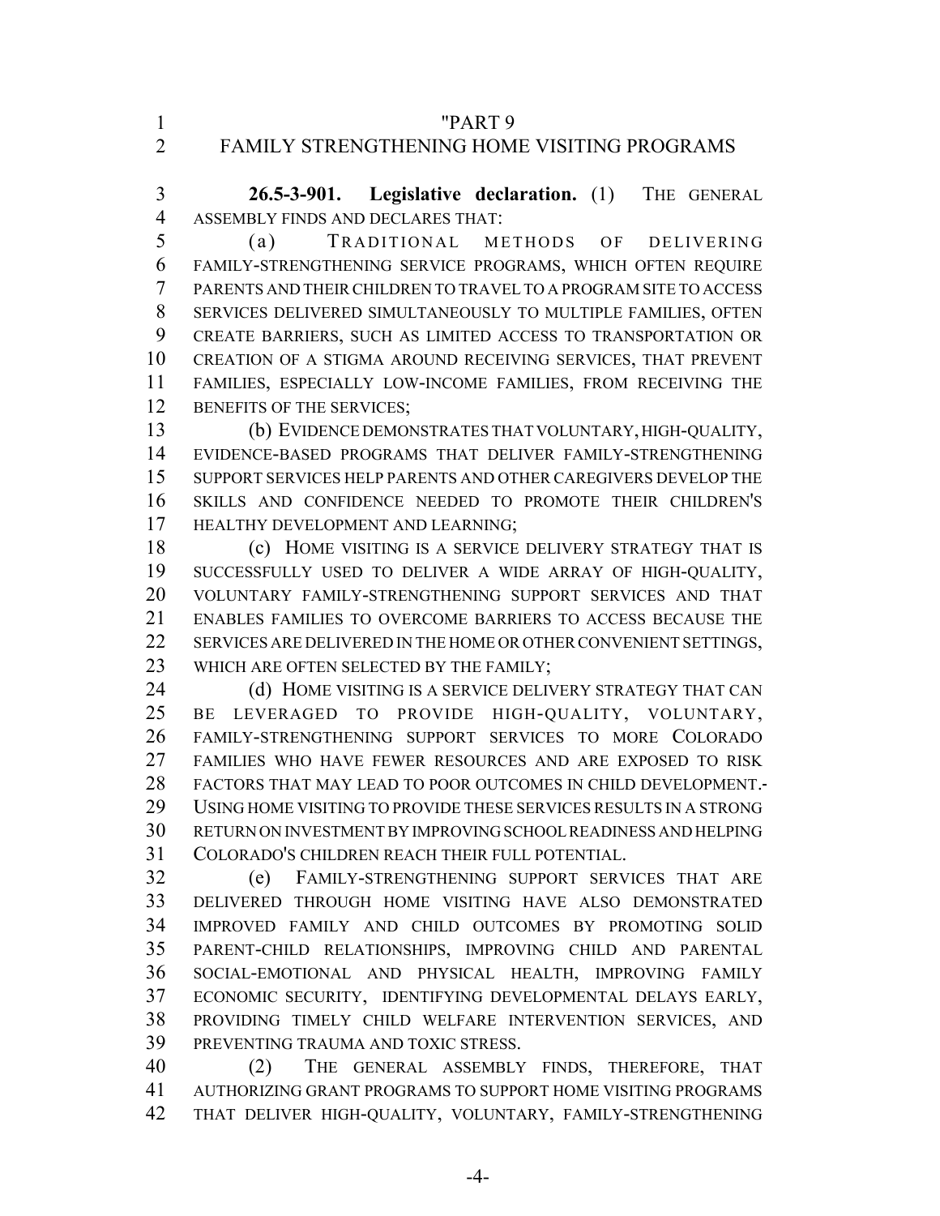"PART 9
FAMILY STRENGTHENING HOME VISITING PROGRAMS

**26.5-3-901. Legislative declaration.** (1) THE GENERAL ASSEMBLY FINDS AND DECLARES THAT:

(a) TRADITIONAL METHODS OF DELIVERING FAMILY-STRENGTHENING SERVICE PROGRAMS, WHICH OFTEN REQUIRE PARENTS AND THEIR CHILDREN TO TRAVEL TO A PROGRAM SITE TO ACCESS SERVICES DELIVERED SIMULTANEOUSLY TO MULTIPLE FAMILIES, OFTEN CREATE BARRIERS, SUCH AS LIMITED ACCESS TO TRANSPORTATION OR CREATION OF A STIGMA AROUND RECEIVING SERVICES, THAT PREVENT FAMILIES, ESPECIALLY LOW-INCOME FAMILIES, FROM RECEIVING THE BENEFITS OF THE SERVICES;

(b) EVIDENCE DEMONSTRATES THAT VOLUNTARY, HIGH-QUALITY, EVIDENCE-BASED PROGRAMS THAT DELIVER FAMILY-STRENGTHENING SUPPORT SERVICES HELP PARENTS AND OTHER CAREGIVERS DEVELOP THE SKILLS AND CONFIDENCE NEEDED TO PROMOTE THEIR CHILDREN'S HEALTHY DEVELOPMENT AND LEARNING;

(c) HOME VISITING IS A SERVICE DELIVERY STRATEGY THAT IS SUCCESSFULLY USED TO DELIVER A WIDE ARRAY OF HIGH-QUALITY, VOLUNTARY FAMILY-STRENGTHENING SUPPORT SERVICES AND THAT ENABLES FAMILIES TO OVERCOME BARRIERS TO ACCESS BECAUSE THE SERVICES ARE DELIVERED IN THE HOME OR OTHER CONVENIENT SETTINGS, WHICH ARE OFTEN SELECTED BY THE FAMILY;

(d) HOME VISITING IS A SERVICE DELIVERY STRATEGY THAT CAN BE LEVERAGED TO PROVIDE HIGH-QUALITY, VOLUNTARY, FAMILY-STRENGTHENING SUPPORT SERVICES TO MORE COLORADO FAMILIES WHO HAVE FEWER RESOURCES AND ARE EXPOSED TO RISK FACTORS THAT MAY LEAD TO POOR OUTCOMES IN CHILD DEVELOPMENT. USING HOME VISITING TO PROVIDE THESE SERVICES RESULTS IN A STRONG RETURN ON INVESTMENT BY IMPROVING SCHOOL READINESS AND HELPING COLORADO'S CHILDREN REACH THEIR FULL POTENTIAL.

(e) FAMILY-STRENGTHENING SUPPORT SERVICES THAT ARE DELIVERED THROUGH HOME VISITING HAVE ALSO DEMONSTRATED IMPROVED FAMILY AND CHILD OUTCOMES BY PROMOTING SOLID PARENT-CHILD RELATIONSHIPS, IMPROVING CHILD AND PARENTAL SOCIAL-EMOTIONAL AND PHYSICAL HEALTH, IMPROVING FAMILY ECONOMIC SECURITY, IDENTIFYING DEVELOPMENTAL DELAYS EARLY, PROVIDING TIMELY CHILD WELFARE INTERVENTION SERVICES, AND PREVENTING TRAUMA AND TOXIC STRESS.

(2) THE GENERAL ASSEMBLY FINDS, THEREFORE, THAT AUTHORIZING GRANT PROGRAMS TO SUPPORT HOME VISITING PROGRAMS THAT DELIVER HIGH-QUALITY, VOLUNTARY, FAMILY-STRENGTHENING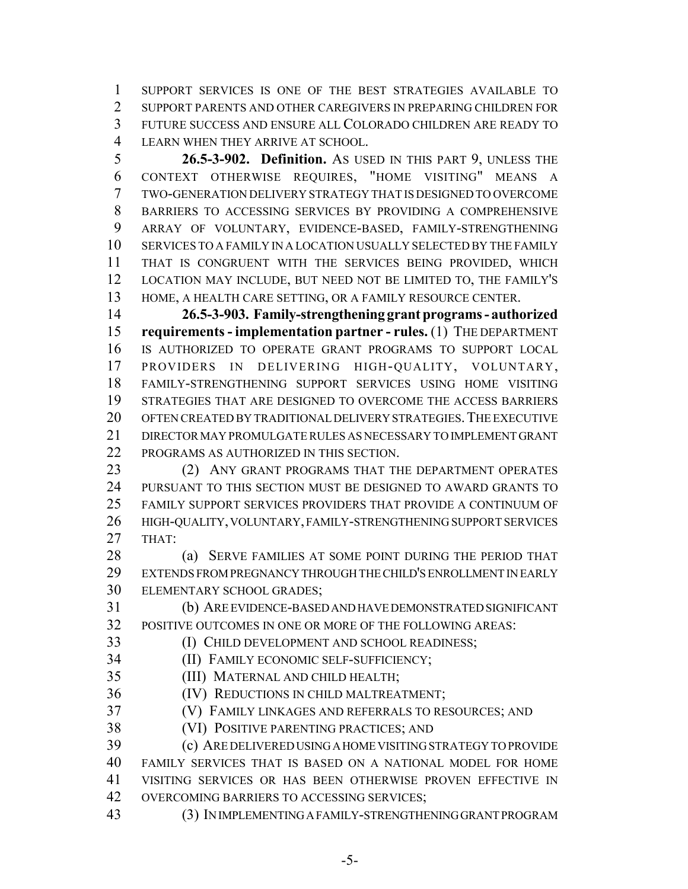SUPPORT SERVICES IS ONE OF THE BEST STRATEGIES AVAILABLE TO SUPPORT PARENTS AND OTHER CAREGIVERS IN PREPARING CHILDREN FOR FUTURE SUCCESS AND ENSURE ALL COLORADO CHILDREN ARE READY TO LEARN WHEN THEY ARRIVE AT SCHOOL.

**26.5-3-902. Definition.** AS USED IN THIS PART 9, UNLESS THE CONTEXT OTHERWISE REQUIRES, "HOME VISITING" MEANS A TWO-GENERATION DELIVERY STRATEGY THAT IS DESIGNED TO OVERCOME BARRIERS TO ACCESSING SERVICES BY PROVIDING A COMPREHENSIVE ARRAY OF VOLUNTARY, EVIDENCE-BASED, FAMILY-STRENGTHENING SERVICES TO A FAMILY IN A LOCATION USUALLY SELECTED BY THE FAMILY THAT IS CONGRUENT WITH THE SERVICES BEING PROVIDED, WHICH LOCATION MAY INCLUDE, BUT NEED NOT BE LIMITED TO, THE FAMILY'S HOME, A HEALTH CARE SETTING, OR A FAMILY RESOURCE CENTER.

**26.5-3-903. Family-strengthening grant programs - authorized requirements - implementation partner - rules.** (1) THE DEPARTMENT IS AUTHORIZED TO OPERATE GRANT PROGRAMS TO SUPPORT LOCAL PROVIDERS IN DELIVERING HIGH-QUALITY, VOLUNTARY, FAMILY-STRENGTHENING SUPPORT SERVICES USING HOME VISITING STRATEGIES THAT ARE DESIGNED TO OVERCOME THE ACCESS BARRIERS OFTEN CREATED BY TRADITIONAL DELIVERY STRATEGIES. THE EXECUTIVE DIRECTOR MAY PROMULGATE RULES AS NECESSARY TO IMPLEMENT GRANT PROGRAMS AS AUTHORIZED IN THIS SECTION.

(2) ANY GRANT PROGRAMS THAT THE DEPARTMENT OPERATES PURSUANT TO THIS SECTION MUST BE DESIGNED TO AWARD GRANTS TO FAMILY SUPPORT SERVICES PROVIDERS THAT PROVIDE A CONTINUUM OF HIGH-QUALITY, VOLUNTARY, FAMILY-STRENGTHENING SUPPORT SERVICES THAT:

(a) SERVE FAMILIES AT SOME POINT DURING THE PERIOD THAT EXTENDS FROM PREGNANCY THROUGH THE CHILD'S ENROLLMENT IN EARLY ELEMENTARY SCHOOL GRADES;

(b) ARE EVIDENCE-BASED AND HAVE DEMONSTRATED SIGNIFICANT POSITIVE OUTCOMES IN ONE OR MORE OF THE FOLLOWING AREAS:

(I) CHILD DEVELOPMENT AND SCHOOL READINESS;

(II) FAMILY ECONOMIC SELF-SUFFICIENCY;

(III) MATERNAL AND CHILD HEALTH;

(IV) REDUCTIONS IN CHILD MALTREATMENT;

(V) FAMILY LINKAGES AND REFERRALS TO RESOURCES; AND

(VI) POSITIVE PARENTING PRACTICES; AND

(c) ARE DELIVERED USING A HOME VISITING STRATEGY TO PROVIDE FAMILY SERVICES THAT IS BASED ON A NATIONAL MODEL FOR HOME VISITING SERVICES OR HAS BEEN OTHERWISE PROVEN EFFECTIVE IN OVERCOMING BARRIERS TO ACCESSING SERVICES;

(3) IN IMPLEMENTING A FAMILY-STRENGTHENING GRANT PROGRAM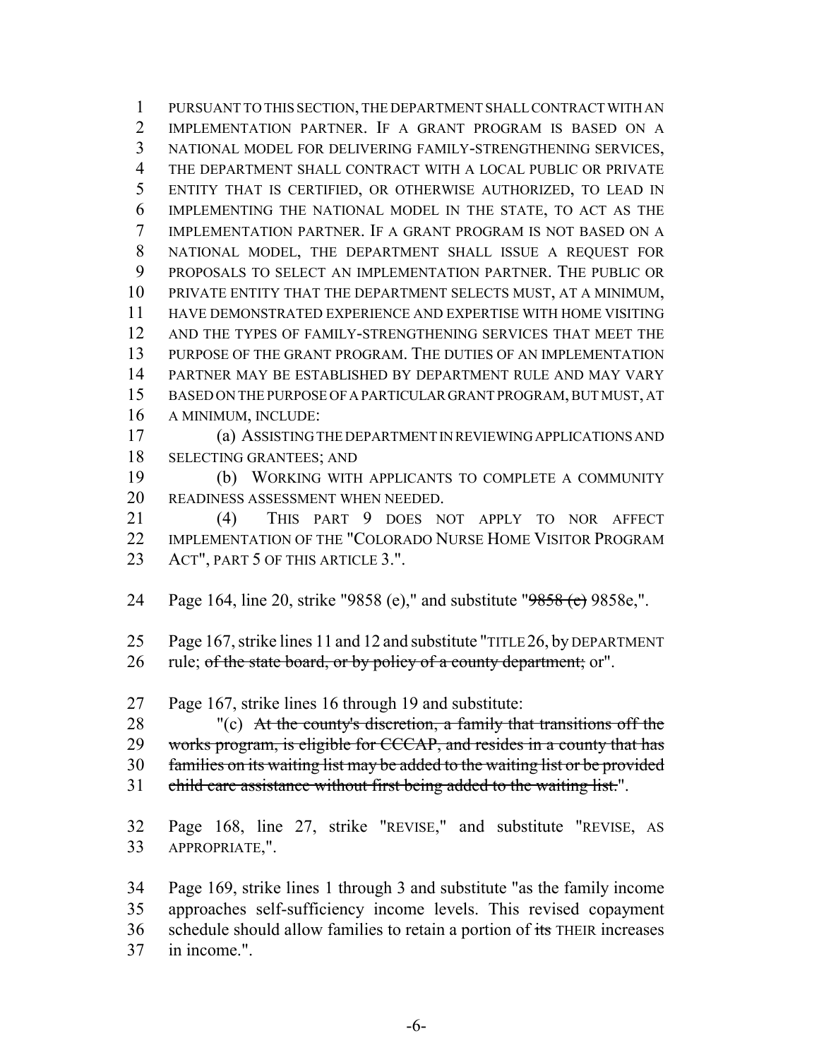PURSUANT TO THIS SECTION, THE DEPARTMENT SHALL CONTRACT WITH AN IMPLEMENTATION PARTNER. IF A GRANT PROGRAM IS BASED ON A NATIONAL MODEL FOR DELIVERING FAMILY-STRENGTHENING SERVICES, THE DEPARTMENT SHALL CONTRACT WITH A LOCAL PUBLIC OR PRIVATE ENTITY THAT IS CERTIFIED, OR OTHERWISE AUTHORIZED, TO LEAD IN IMPLEMENTING THE NATIONAL MODEL IN THE STATE, TO ACT AS THE IMPLEMENTATION PARTNER. IF A GRANT PROGRAM IS NOT BASED ON A NATIONAL MODEL, THE DEPARTMENT SHALL ISSUE A REQUEST FOR PROPOSALS TO SELECT AN IMPLEMENTATION PARTNER. THE PUBLIC OR PRIVATE ENTITY THAT THE DEPARTMENT SELECTS MUST, AT A MINIMUM, HAVE DEMONSTRATED EXPERIENCE AND EXPERTISE WITH HOME VISITING AND THE TYPES OF FAMILY-STRENGTHENING SERVICES THAT MEET THE PURPOSE OF THE GRANT PROGRAM. THE DUTIES OF AN IMPLEMENTATION PARTNER MAY BE ESTABLISHED BY DEPARTMENT RULE AND MAY VARY BASED ON THE PURPOSE OF A PARTICULAR GRANT PROGRAM, BUT MUST, AT A MINIMUM, INCLUDE:

(a) ASSISTING THE DEPARTMENT IN REVIEWING APPLICATIONS AND SELECTING GRANTEES; AND

(b) WORKING WITH APPLICANTS TO COMPLETE A COMMUNITY READINESS ASSESSMENT WHEN NEEDED.

(4) THIS PART 9 DOES NOT APPLY TO NOR AFFECT IMPLEMENTATION OF THE "COLORADO NURSE HOME VISITOR PROGRAM ACT", PART 5 OF THIS ARTICLE 3.".

Page 164, line 20, strike "9858 (e)," and substitute "~~9858 (e)~~ 9858e,".

Page 167, strike lines 11 and 12 and substitute "TITLE 26, by DEPARTMENT rule; ~~of the state board, or by policy of a county department;~~ or".

Page 167, strike lines 16 through 19 and substitute:

"(c) ~~At the county's discretion, a family that transitions off the works program, is eligible for CCCAP, and resides in a county that has families on its waiting list may be added to the waiting list or be provided child care assistance without first being added to the waiting list.~~".

Page 168, line 27, strike "REVISE," and substitute "REVISE, AS APPROPRIATE,".

Page 169, strike lines 1 through 3 and substitute "as the family income approaches self-sufficiency income levels. This revised copayment schedule should allow families to retain a portion of ~~its~~ THEIR increases in income.".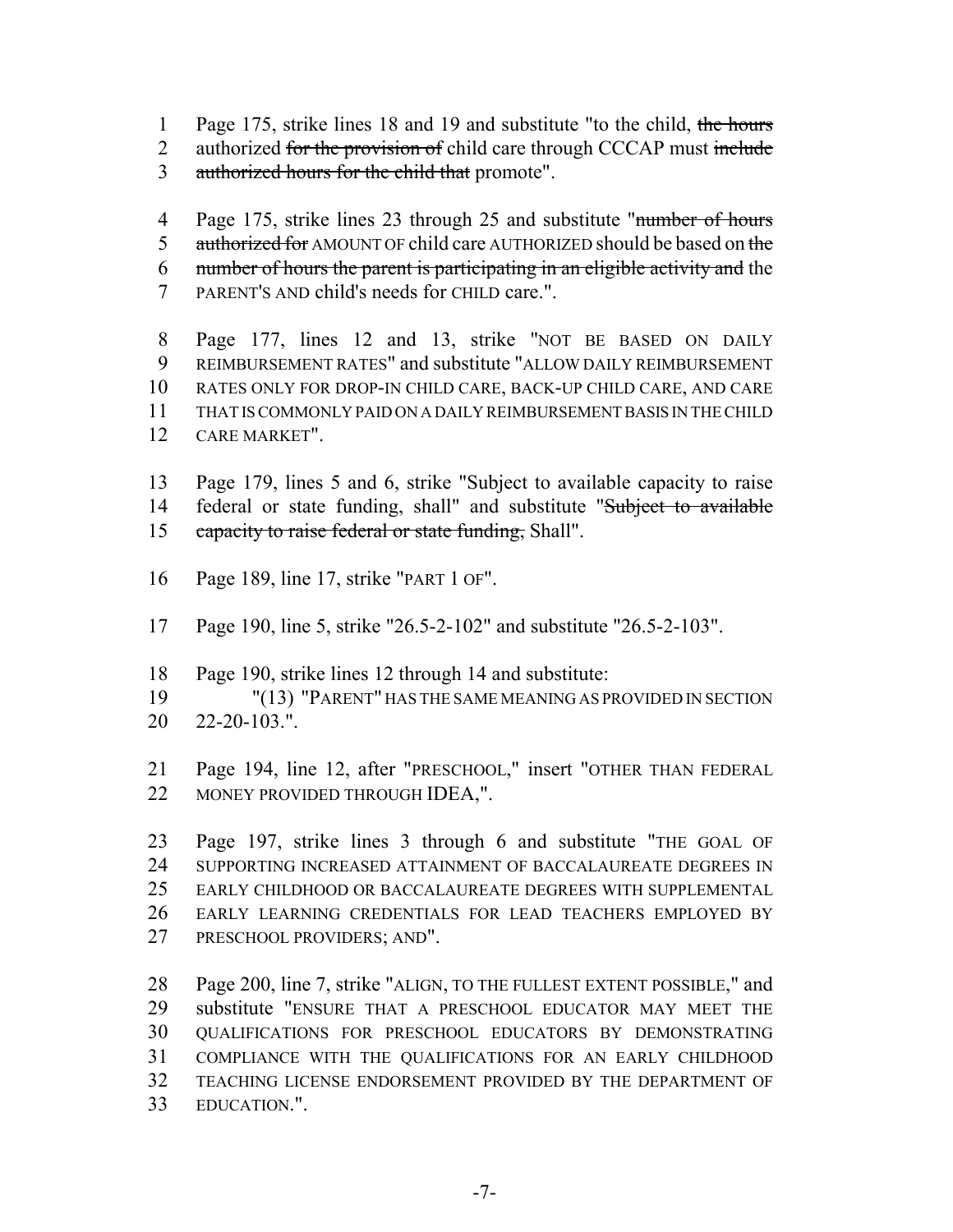1 Page 175, strike lines 18 and 19 and substitute "to the child, ~~the hours~~
2 authorized ~~for the provision of~~ child care through CCCAP must ~~include~~
3 ~~authorized hours for the child that~~ promote".

4 Page 175, strike lines 23 through 25 and substitute "~~number of hours~~
5 ~~authorized for~~ AMOUNT OF child care AUTHORIZED should be based on ~~the~~
6 ~~number of hours the parent is participating in an eligible activity and~~ the
7 PARENT'S AND child's needs for CHILD care.".

8 Page 177, lines 12 and 13, strike "NOT BE BASED ON DAILY
9 REIMBURSEMENT RATES" and substitute "ALLOW DAILY REIMBURSEMENT
10 RATES ONLY FOR DROP-IN CHILD CARE, BACK-UP CHILD CARE, AND CARE
11 THAT IS COMMONLY PAID ON A DAILY REIMBURSEMENT BASIS IN THE CHILD
12 CARE MARKET".

13 Page 179, lines 5 and 6, strike "Subject to available capacity to raise
14 federal or state funding, shall" and substitute "~~Subject to available~~
15 ~~capacity to raise federal or state funding,~~ Shall".

16 Page 189, line 17, strike "PART 1 OF".

17 Page 190, line 5, strike "26.5-2-102" and substitute "26.5-2-103".

18 Page 190, strike lines 12 through 14 and substitute:
19 "(13) "PARENT" HAS THE SAME MEANING AS PROVIDED IN SECTION
20 22-20-103.".

21 Page 194, line 12, after "PRESCHOOL," insert "OTHER THAN FEDERAL
22 MONEY PROVIDED THROUGH IDEA,".

23 Page 197, strike lines 3 through 6 and substitute "THE GOAL OF
24 SUPPORTING INCREASED ATTAINMENT OF BACCALAUREATE DEGREES IN
25 EARLY CHILDHOOD OR BACCALAUREATE DEGREES WITH SUPPLEMENTAL
26 EARLY LEARNING CREDENTIALS FOR LEAD TEACHERS EMPLOYED BY
27 PRESCHOOL PROVIDERS; AND".

28 Page 200, line 7, strike "ALIGN, TO THE FULLEST EXTENT POSSIBLE," and
29 substitute "ENSURE THAT A PRESCHOOL EDUCATOR MAY MEET THE
30 QUALIFICATIONS FOR PRESCHOOL EDUCATORS BY DEMONSTRATING
31 COMPLIANCE WITH THE QUALIFICATIONS FOR AN EARLY CHILDHOOD
32 TEACHING LICENSE ENDORSEMENT PROVIDED BY THE DEPARTMENT OF
33 EDUCATION.".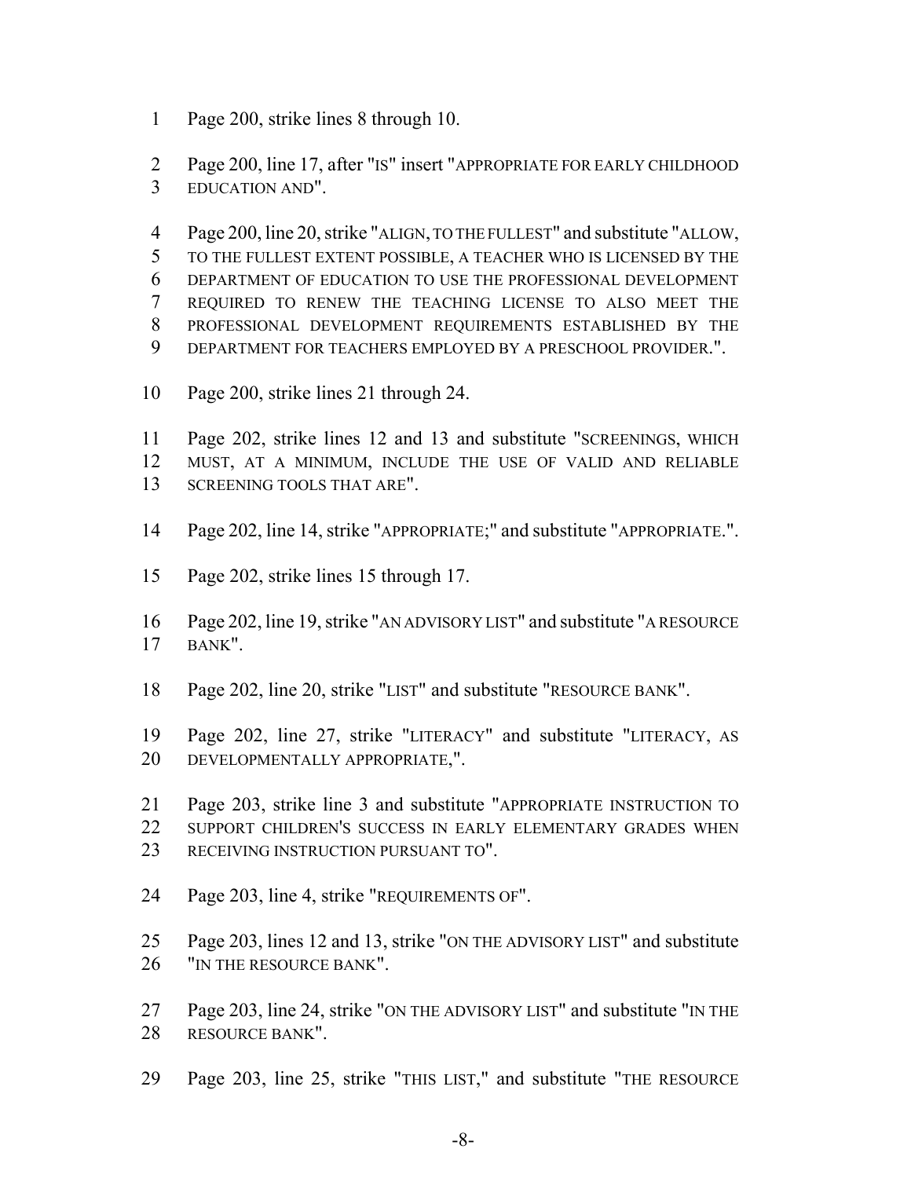Page 200, strike lines 8 through 10.

Page 200, line 17, after "IS" insert "APPROPRIATE FOR EARLY CHILDHOOD EDUCATION AND".

Page 200, line 20, strike "ALIGN, TO THE FULLEST" and substitute "ALLOW, TO THE FULLEST EXTENT POSSIBLE, A TEACHER WHO IS LICENSED BY THE DEPARTMENT OF EDUCATION TO USE THE PROFESSIONAL DEVELOPMENT REQUIRED TO RENEW THE TEACHING LICENSE TO ALSO MEET THE PROFESSIONAL DEVELOPMENT REQUIREMENTS ESTABLISHED BY THE DEPARTMENT FOR TEACHERS EMPLOYED BY A PRESCHOOL PROVIDER.".

Page 200, strike lines 21 through 24.

Page 202, strike lines 12 and 13 and substitute "SCREENINGS, WHICH MUST, AT A MINIMUM, INCLUDE THE USE OF VALID AND RELIABLE SCREENING TOOLS THAT ARE".

Page 202, line 14, strike "APPROPRIATE;" and substitute "APPROPRIATE.".

Page 202, strike lines 15 through 17.

Page 202, line 19, strike "AN ADVISORY LIST" and substitute "A RESOURCE BANK".

Page 202, line 20, strike "LIST" and substitute "RESOURCE BANK".

Page 202, line 27, strike "LITERACY" and substitute "LITERACY, AS DEVELOPMENTALLY APPROPRIATE,".

Page 203, strike line 3 and substitute "APPROPRIATE INSTRUCTION TO SUPPORT CHILDREN'S SUCCESS IN EARLY ELEMENTARY GRADES WHEN RECEIVING INSTRUCTION PURSUANT TO".

Page 203, line 4, strike "REQUIREMENTS OF".

Page 203, lines 12 and 13, strike "ON THE ADVISORY LIST" and substitute "IN THE RESOURCE BANK".

Page 203, line 24, strike "ON THE ADVISORY LIST" and substitute "IN THE RESOURCE BANK".

Page 203, line 25, strike "THIS LIST," and substitute "THE RESOURCE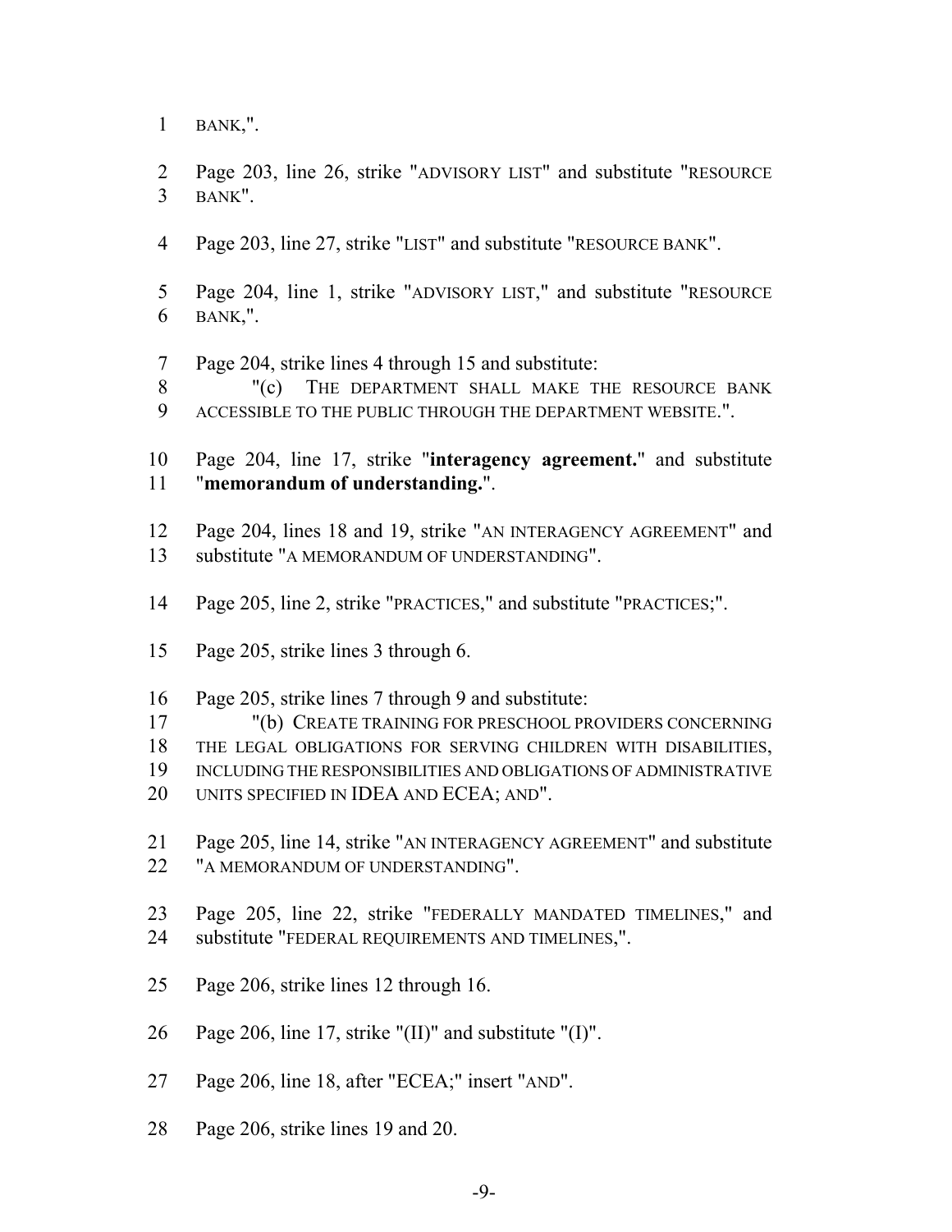BANK,".

Page 203, line 26, strike "ADVISORY LIST" and substitute "RESOURCE BANK".

Page 203, line 27, strike "LIST" and substitute "RESOURCE BANK".

Page 204, line 1, strike "ADVISORY LIST," and substitute "RESOURCE BANK,".

Page 204, strike lines 4 through 15 and substitute:

"(c) THE DEPARTMENT SHALL MAKE THE RESOURCE BANK ACCESSIBLE TO THE PUBLIC THROUGH THE DEPARTMENT WEBSITE.".

Page 204, line 17, strike "**interagency agreement.**" and substitute "**memorandum of understanding.**".

Page 204, lines 18 and 19, strike "AN INTERAGENCY AGREEMENT" and substitute "A MEMORANDUM OF UNDERSTANDING".

Page 205, line 2, strike "PRACTICES," and substitute "PRACTICES;".

Page 205, strike lines 3 through 6.

Page 205, strike lines 7 through 9 and substitute:

"(b) CREATE TRAINING FOR PRESCHOOL PROVIDERS CONCERNING THE LEGAL OBLIGATIONS FOR SERVING CHILDREN WITH DISABILITIES, INCLUDING THE RESPONSIBILITIES AND OBLIGATIONS OF ADMINISTRATIVE UNITS SPECIFIED IN IDEA AND ECEA; AND".

Page 205, line 14, strike "AN INTERAGENCY AGREEMENT" and substitute "A MEMORANDUM OF UNDERSTANDING".

Page 205, line 22, strike "FEDERALLY MANDATED TIMELINES," and substitute "FEDERAL REQUIREMENTS AND TIMELINES,".

Page 206, strike lines 12 through 16.

Page 206, line 17, strike "(II)" and substitute "(I)".

Page 206, line 18, after "ECEA;" insert "AND".

Page 206, strike lines 19 and 20.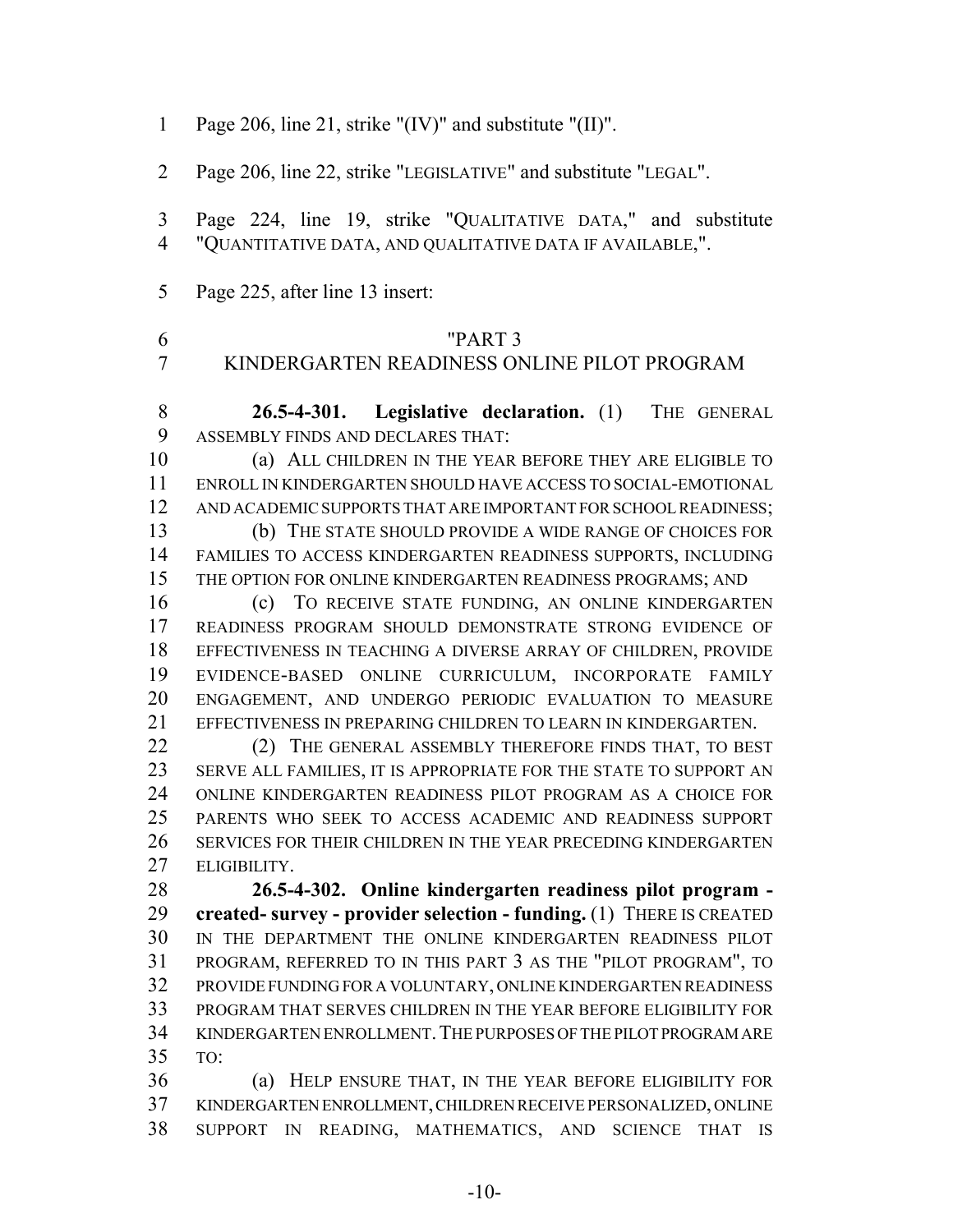Page 206, line 21, strike "(IV)" and substitute "(II)".

Page 206, line 22, strike "LEGISLATIVE" and substitute "LEGAL".

Page 224, line 19, strike "QUALITATIVE DATA," and substitute "QUANTITATIVE DATA, AND QUALITATIVE DATA IF AVAILABLE,".

Page 225, after line 13 insert:

"PART 3
KINDERGARTEN READINESS ONLINE PILOT PROGRAM

**26.5-4-301. Legislative declaration.** (1) THE GENERAL ASSEMBLY FINDS AND DECLARES THAT:

(a) ALL CHILDREN IN THE YEAR BEFORE THEY ARE ELIGIBLE TO ENROLL IN KINDERGARTEN SHOULD HAVE ACCESS TO SOCIAL-EMOTIONAL AND ACADEMIC SUPPORTS THAT ARE IMPORTANT FOR SCHOOL READINESS;

(b) THE STATE SHOULD PROVIDE A WIDE RANGE OF CHOICES FOR FAMILIES TO ACCESS KINDERGARTEN READINESS SUPPORTS, INCLUDING THE OPTION FOR ONLINE KINDERGARTEN READINESS PROGRAMS; AND

(c) TO RECEIVE STATE FUNDING, AN ONLINE KINDERGARTEN READINESS PROGRAM SHOULD DEMONSTRATE STRONG EVIDENCE OF EFFECTIVENESS IN TEACHING A DIVERSE ARRAY OF CHILDREN, PROVIDE EVIDENCE-BASED ONLINE CURRICULUM, INCORPORATE FAMILY ENGAGEMENT, AND UNDERGO PERIODIC EVALUATION TO MEASURE EFFECTIVENESS IN PREPARING CHILDREN TO LEARN IN KINDERGARTEN.

(2) THE GENERAL ASSEMBLY THEREFORE FINDS THAT, TO BEST SERVE ALL FAMILIES, IT IS APPROPRIATE FOR THE STATE TO SUPPORT AN ONLINE KINDERGARTEN READINESS PILOT PROGRAM AS A CHOICE FOR PARENTS WHO SEEK TO ACCESS ACADEMIC AND READINESS SUPPORT SERVICES FOR THEIR CHILDREN IN THE YEAR PRECEDING KINDERGARTEN ELIGIBILITY.

**26.5-4-302. Online kindergarten readiness pilot program - created- survey - provider selection - funding.** (1) THERE IS CREATED IN THE DEPARTMENT THE ONLINE KINDERGARTEN READINESS PILOT PROGRAM, REFERRED TO IN THIS PART 3 AS THE "PILOT PROGRAM", TO PROVIDE FUNDING FOR A VOLUNTARY, ONLINE KINDERGARTEN READINESS PROGRAM THAT SERVES CHILDREN IN THE YEAR BEFORE ELIGIBILITY FOR KINDERGARTEN ENROLLMENT. THE PURPOSES OF THE PILOT PROGRAM ARE TO:

(a) HELP ENSURE THAT, IN THE YEAR BEFORE ELIGIBILITY FOR KINDERGARTEN ENROLLMENT, CHILDREN RECEIVE PERSONALIZED, ONLINE SUPPORT IN READING, MATHEMATICS, AND SCIENCE THAT IS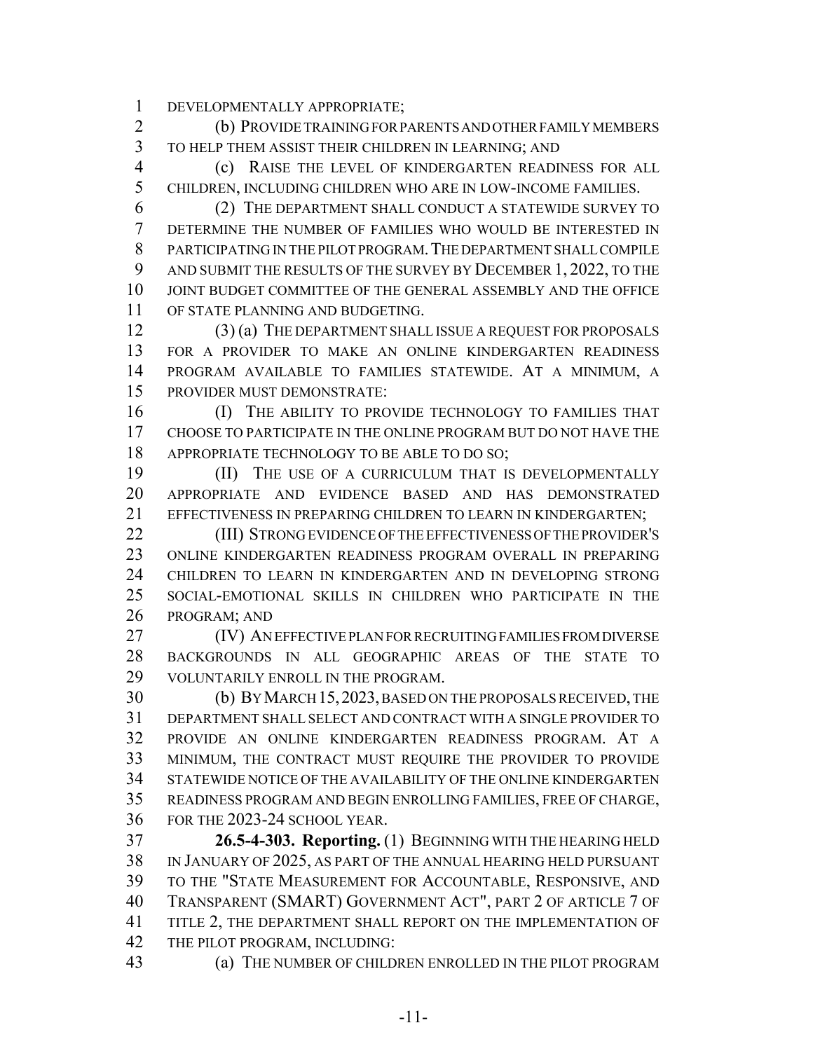DEVELOPMENTALLY APPROPRIATE;

(b) PROVIDE TRAINING FOR PARENTS AND OTHER FAMILY MEMBERS TO HELP THEM ASSIST THEIR CHILDREN IN LEARNING; AND

(c) RAISE THE LEVEL OF KINDERGARTEN READINESS FOR ALL CHILDREN, INCLUDING CHILDREN WHO ARE IN LOW-INCOME FAMILIES.

(2) THE DEPARTMENT SHALL CONDUCT A STATEWIDE SURVEY TO DETERMINE THE NUMBER OF FAMILIES WHO WOULD BE INTERESTED IN PARTICIPATING IN THE PILOT PROGRAM. THE DEPARTMENT SHALL COMPILE AND SUBMIT THE RESULTS OF THE SURVEY BY DECEMBER 1, 2022, TO THE JOINT BUDGET COMMITTEE OF THE GENERAL ASSEMBLY AND THE OFFICE OF STATE PLANNING AND BUDGETING.

(3) (a) THE DEPARTMENT SHALL ISSUE A REQUEST FOR PROPOSALS FOR A PROVIDER TO MAKE AN ONLINE KINDERGARTEN READINESS PROGRAM AVAILABLE TO FAMILIES STATEWIDE. AT A MINIMUM, A PROVIDER MUST DEMONSTRATE:

(I) THE ABILITY TO PROVIDE TECHNOLOGY TO FAMILIES THAT CHOOSE TO PARTICIPATE IN THE ONLINE PROGRAM BUT DO NOT HAVE THE APPROPRIATE TECHNOLOGY TO BE ABLE TO DO SO;

(II) THE USE OF A CURRICULUM THAT IS DEVELOPMENTALLY APPROPRIATE AND EVIDENCE BASED AND HAS DEMONSTRATED EFFECTIVENESS IN PREPARING CHILDREN TO LEARN IN KINDERGARTEN;

(III) STRONG EVIDENCE OF THE EFFECTIVENESS OF THE PROVIDER'S ONLINE KINDERGARTEN READINESS PROGRAM OVERALL IN PREPARING CHILDREN TO LEARN IN KINDERGARTEN AND IN DEVELOPING STRONG SOCIAL-EMOTIONAL SKILLS IN CHILDREN WHO PARTICIPATE IN THE PROGRAM; AND

(IV) AN EFFECTIVE PLAN FOR RECRUITING FAMILIES FROM DIVERSE BACKGROUNDS IN ALL GEOGRAPHIC AREAS OF THE STATE TO VOLUNTARILY ENROLL IN THE PROGRAM.

(b) BY MARCH 15, 2023, BASED ON THE PROPOSALS RECEIVED, THE DEPARTMENT SHALL SELECT AND CONTRACT WITH A SINGLE PROVIDER TO PROVIDE AN ONLINE KINDERGARTEN READINESS PROGRAM. AT A MINIMUM, THE CONTRACT MUST REQUIRE THE PROVIDER TO PROVIDE STATEWIDE NOTICE OF THE AVAILABILITY OF THE ONLINE KINDERGARTEN READINESS PROGRAM AND BEGIN ENROLLING FAMILIES, FREE OF CHARGE, FOR THE 2023-24 SCHOOL YEAR.

**26.5-4-303. Reporting.** (1) BEGINNING WITH THE HEARING HELD IN JANUARY OF 2025, AS PART OF THE ANNUAL HEARING HELD PURSUANT TO THE "STATE MEASUREMENT FOR ACCOUNTABLE, RESPONSIVE, AND TRANSPARENT (SMART) GOVERNMENT ACT", PART 2 OF ARTICLE 7 OF TITLE 2, THE DEPARTMENT SHALL REPORT ON THE IMPLEMENTATION OF THE PILOT PROGRAM, INCLUDING:

(a) THE NUMBER OF CHILDREN ENROLLED IN THE PILOT PROGRAM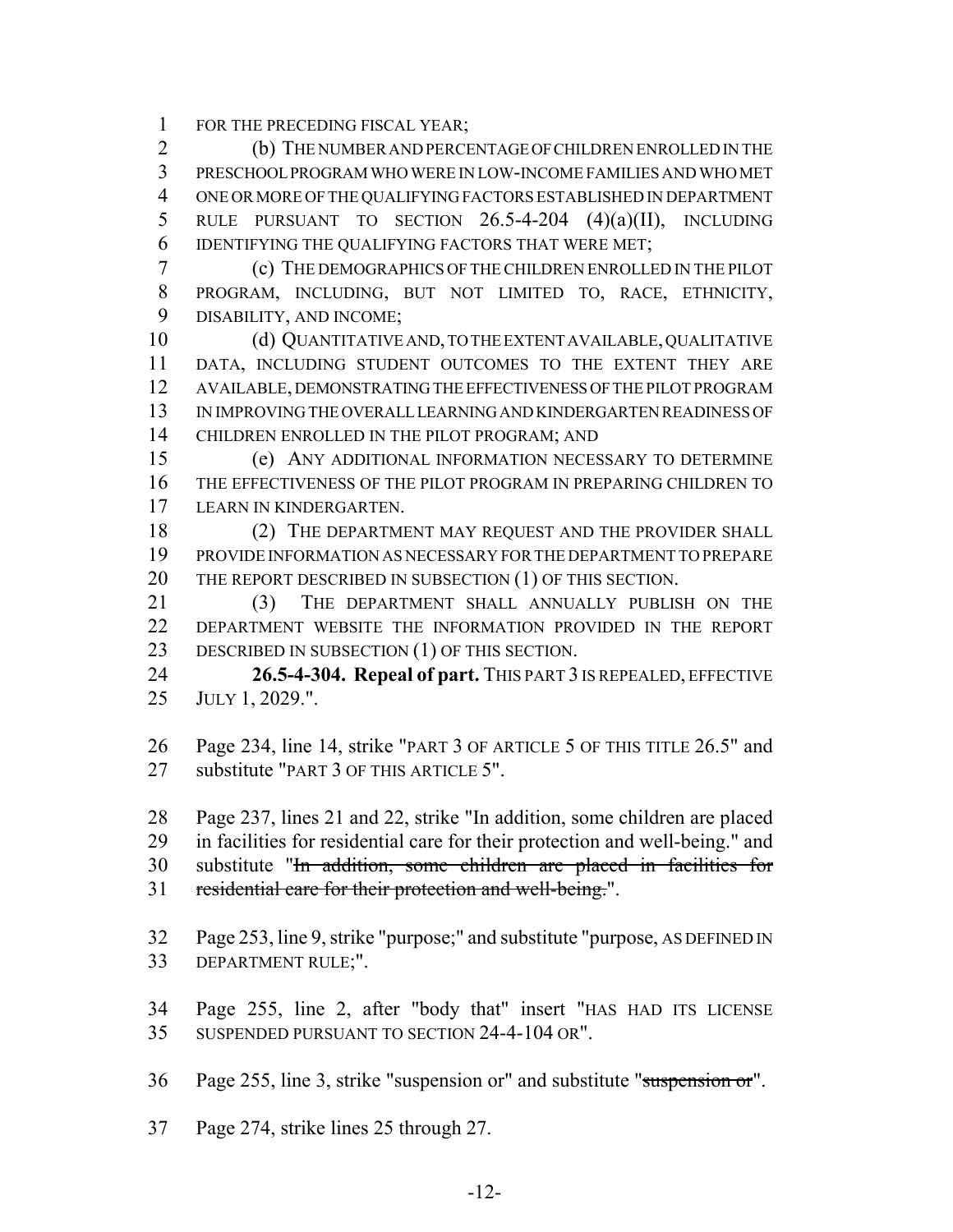FOR THE PRECEDING FISCAL YEAR;

(b) THE NUMBER AND PERCENTAGE OF CHILDREN ENROLLED IN THE PRESCHOOL PROGRAM WHO WERE IN LOW-INCOME FAMILIES AND WHO MET ONE OR MORE OF THE QUALIFYING FACTORS ESTABLISHED IN DEPARTMENT RULE PURSUANT TO SECTION 26.5-4-204 (4)(a)(II), INCLUDING IDENTIFYING THE QUALIFYING FACTORS THAT WERE MET;

(c) THE DEMOGRAPHICS OF THE CHILDREN ENROLLED IN THE PILOT PROGRAM, INCLUDING, BUT NOT LIMITED TO, RACE, ETHNICITY, DISABILITY, AND INCOME;

(d) QUANTITATIVE AND, TO THE EXTENT AVAILABLE, QUALITATIVE DATA, INCLUDING STUDENT OUTCOMES TO THE EXTENT THEY ARE AVAILABLE, DEMONSTRATING THE EFFECTIVENESS OF THE PILOT PROGRAM IN IMPROVING THE OVERALL LEARNING AND KINDERGARTEN READINESS OF CHILDREN ENROLLED IN THE PILOT PROGRAM; AND

(e) ANY ADDITIONAL INFORMATION NECESSARY TO DETERMINE THE EFFECTIVENESS OF THE PILOT PROGRAM IN PREPARING CHILDREN TO LEARN IN KINDERGARTEN.

(2) THE DEPARTMENT MAY REQUEST AND THE PROVIDER SHALL PROVIDE INFORMATION AS NECESSARY FOR THE DEPARTMENT TO PREPARE THE REPORT DESCRIBED IN SUBSECTION (1) OF THIS SECTION.

(3) THE DEPARTMENT SHALL ANNUALLY PUBLISH ON THE DEPARTMENT WEBSITE THE INFORMATION PROVIDED IN THE REPORT DESCRIBED IN SUBSECTION (1) OF THIS SECTION.

**26.5-4-304. Repeal of part.** THIS PART 3 IS REPEALED, EFFECTIVE JULY 1, 2029.".

Page 234, line 14, strike "PART 3 OF ARTICLE 5 OF THIS TITLE 26.5" and substitute "PART 3 OF THIS ARTICLE 5".

Page 237, lines 21 and 22, strike "In addition, some children are placed in facilities for residential care for their protection and well-being." and substitute "~~In addition, some children are placed in facilities for residential care for their protection and well-being.~~".

Page 253, line 9, strike "purpose;" and substitute "purpose, AS DEFINED IN DEPARTMENT RULE;".

Page 255, line 2, after "body that" insert "HAS HAD ITS LICENSE SUSPENDED PURSUANT TO SECTION 24-4-104 OR".

Page 255, line 3, strike "suspension or" and substitute "~~suspension or~~".

Page 274, strike lines 25 through 27.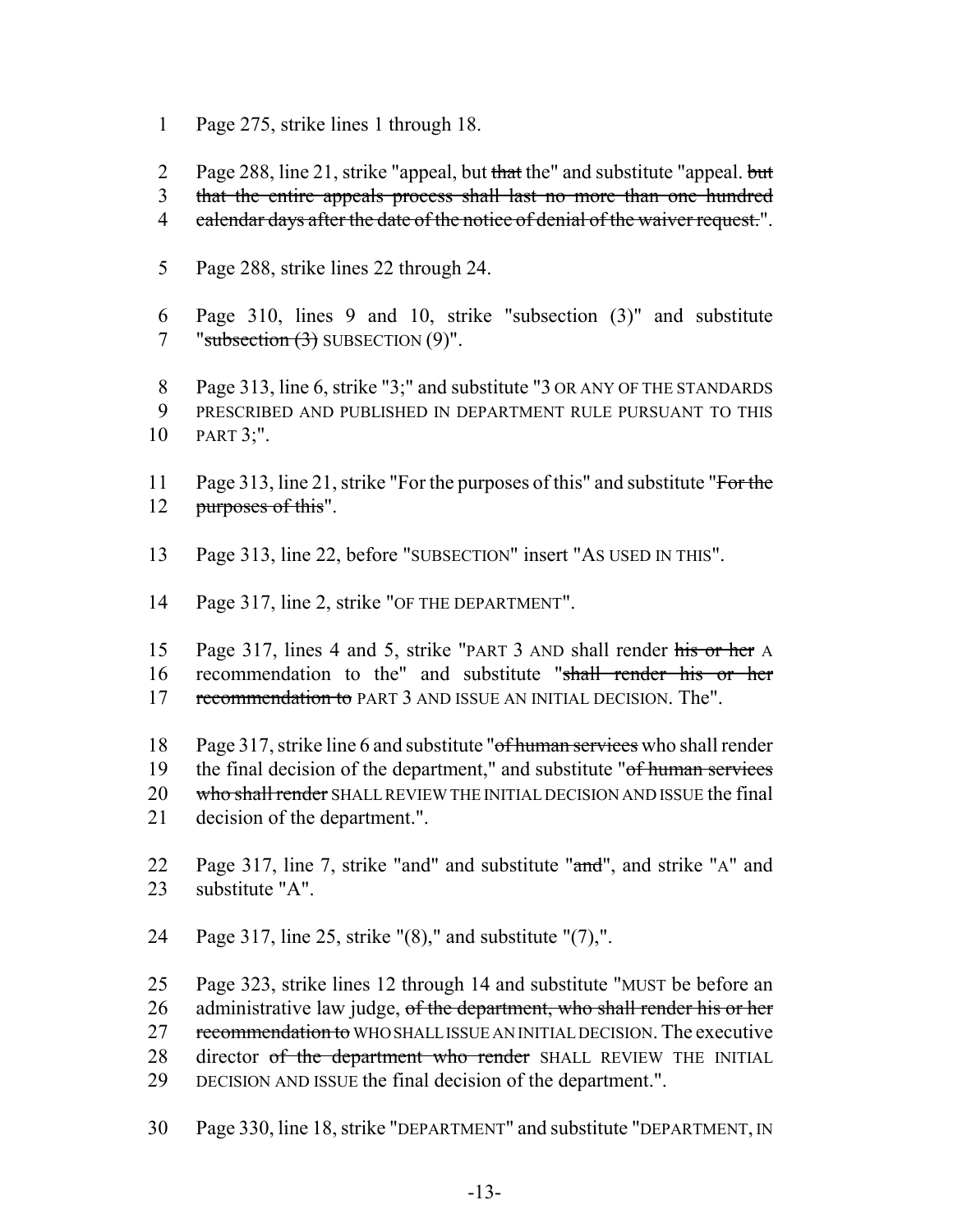1 Page 275, strike lines 1 through 18.

2 Page 288, line 21, strike "appeal, but ~~that~~ the" and substitute "appeal. ~~but~~
3 ~~that the entire appeals process shall last no more than one hundred~~
4 ~~calendar days after the date of the notice of denial of the waiver request.~~".

5 Page 288, strike lines 22 through 24.

6 Page 310, lines 9 and 10, strike "subsection (3)" and substitute
7 "~~subsection (3)~~ SUBSECTION (9)".

8 Page 313, line 6, strike "3;" and substitute "3 OR ANY OF THE STANDARDS
9 PRESCRIBED AND PUBLISHED IN DEPARTMENT RULE PURSUANT TO THIS
10 PART 3;".

11 Page 313, line 21, strike "For the purposes of this" and substitute "~~For the~~
12 ~~purposes of this~~".

13 Page 313, line 22, before "SUBSECTION" insert "AS USED IN THIS".

14 Page 317, line 2, strike "OF THE DEPARTMENT".

15 Page 317, lines 4 and 5, strike "PART 3 AND shall render ~~his or her~~ A
16 recommendation to the" and substitute "~~shall render his or her~~
17 ~~recommendation to~~ PART 3 AND ISSUE AN INITIAL DECISION. The".

18 Page 317, strike line 6 and substitute "~~of human services~~ who shall render
19 the final decision of the department," and substitute "~~of human services~~
20 ~~who shall render~~ SHALL REVIEW THE INITIAL DECISION AND ISSUE the final
21 decision of the department.".

22 Page 317, line 7, strike "and" and substitute "~~and~~", and strike "A" and
23 substitute "A".

24 Page 317, line 25, strike "(8)," and substitute "(7),".

25 Page 323, strike lines 12 through 14 and substitute "MUST be before an
26 administrative law judge, ~~of the department, who shall render his or her~~
27 ~~recommendation to~~ WHO SHALL ISSUE AN INITIAL DECISION. The executive
28 director ~~of the department who render~~ SHALL REVIEW THE INITIAL
29 DECISION AND ISSUE the final decision of the department.".

30 Page 330, line 18, strike "DEPARTMENT" and substitute "DEPARTMENT, IN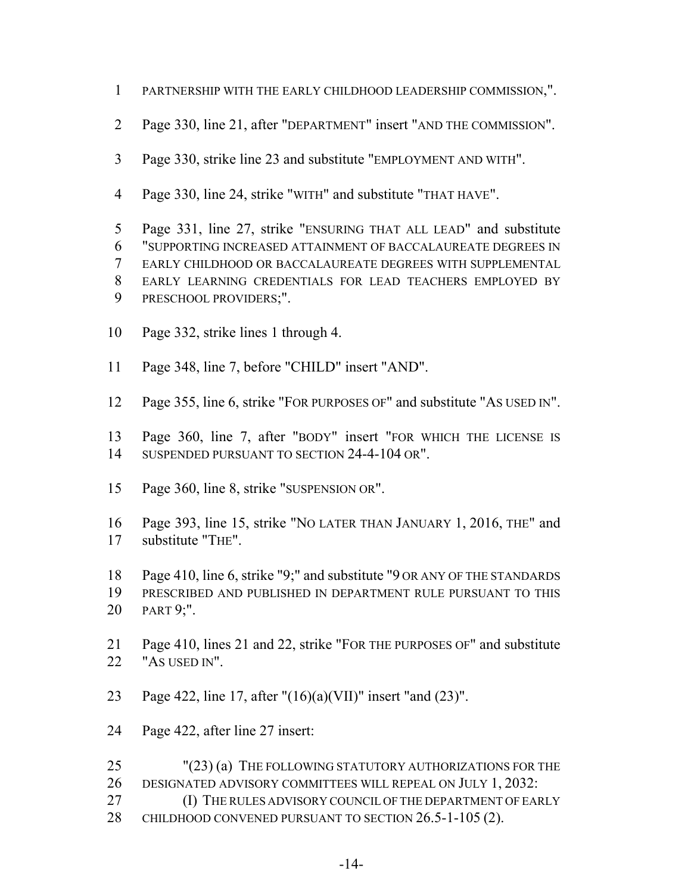PARTNERSHIP WITH THE EARLY CHILDHOOD LEADERSHIP COMMISSION,".

Page 330, line 21, after "DEPARTMENT" insert "AND THE COMMISSION".

Page 330, strike line 23 and substitute "EMPLOYMENT AND WITH".

Page 330, line 24, strike "WITH" and substitute "THAT HAVE".

Page 331, line 27, strike "ENSURING THAT ALL LEAD" and substitute "SUPPORTING INCREASED ATTAINMENT OF BACCALAUREATE DEGREES IN EARLY CHILDHOOD OR BACCALAUREATE DEGREES WITH SUPPLEMENTAL EARLY LEARNING CREDENTIALS FOR LEAD TEACHERS EMPLOYED BY PRESCHOOL PROVIDERS;".

Page 332, strike lines 1 through 4.

Page 348, line 7, before "CHILD" insert "AND".

Page 355, line 6, strike "FOR PURPOSES OF" and substitute "AS USED IN".

Page 360, line 7, after "BODY" insert "FOR WHICH THE LICENSE IS SUSPENDED PURSUANT TO SECTION 24-4-104 OR".

Page 360, line 8, strike "SUSPENSION OR".

Page 393, line 15, strike "NO LATER THAN JANUARY 1, 2016, THE" and substitute "THE".

Page 410, line 6, strike "9;" and substitute "9 OR ANY OF THE STANDARDS PRESCRIBED AND PUBLISHED IN DEPARTMENT RULE PURSUANT TO THIS PART 9;".

Page 410, lines 21 and 22, strike "FOR THE PURPOSES OF" and substitute "AS USED IN".

Page 422, line 17, after "(16)(a)(VII)" insert "and (23)".

Page 422, after line 27 insert:

"(23) (a) THE FOLLOWING STATUTORY AUTHORIZATIONS FOR THE DESIGNATED ADVISORY COMMITTEES WILL REPEAL ON JULY 1, 2032:

(I) THE RULES ADVISORY COUNCIL OF THE DEPARTMENT OF EARLY CHILDHOOD CONVENED PURSUANT TO SECTION 26.5-1-105 (2).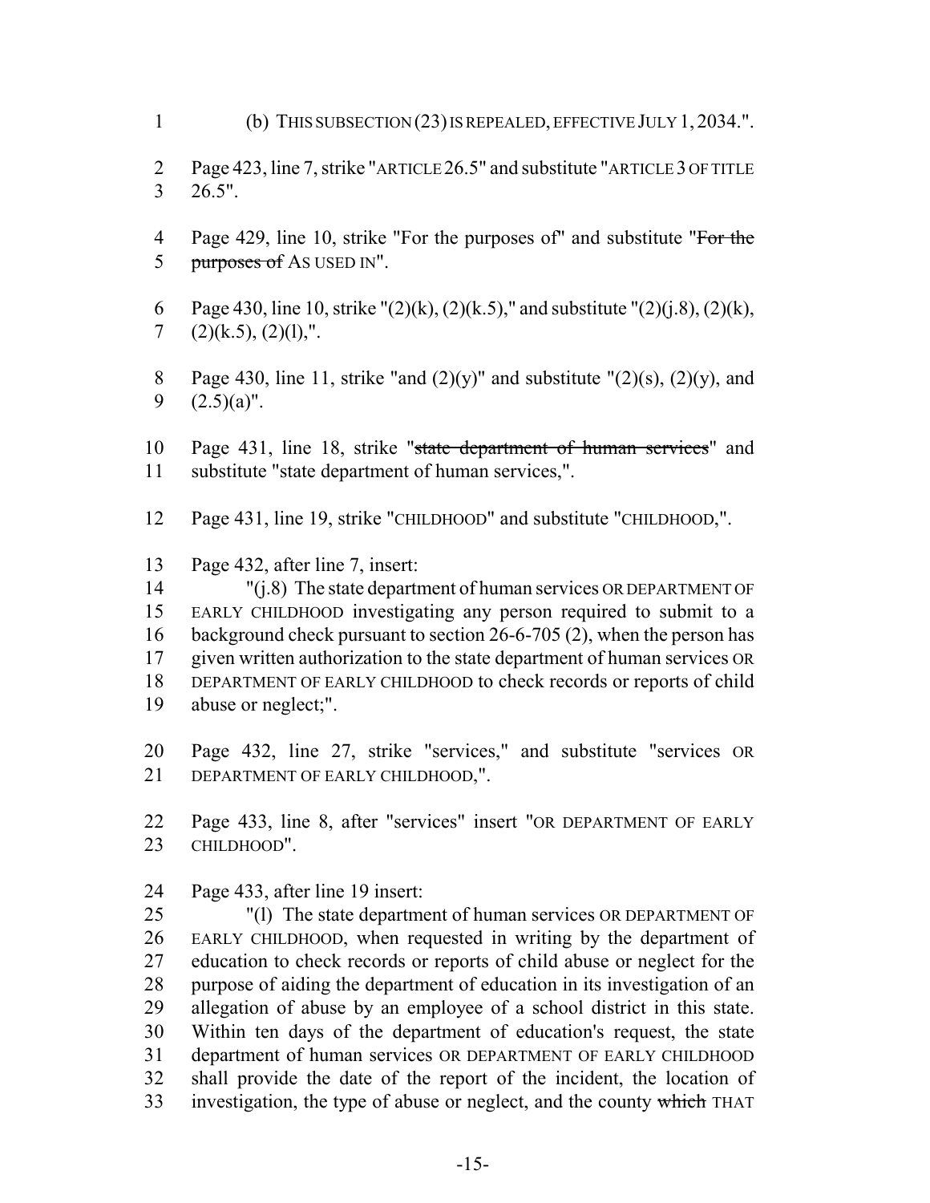(b) THIS SUBSECTION (23) IS REPEALED, EFFECTIVE JULY 1, 2034.".

Page 423, line 7, strike "ARTICLE 26.5" and substitute "ARTICLE 3 OF TITLE 26.5".

Page 429, line 10, strike "For the purposes of" and substitute "~~For the purposes of~~ AS USED IN".

Page 430, line 10, strike "(2)(k), (2)(k.5)," and substitute "(2)(j.8), (2)(k), (2)(k.5), (2)(l),".

Page 430, line 11, strike "and (2)(y)" and substitute "(2)(s), (2)(y), and (2.5)(a)".

Page 431, line 18, strike "~~state department of human services~~" and substitute "state department of human services,".

Page 431, line 19, strike "CHILDHOOD" and substitute "CHILDHOOD,".

Page 432, after line 7, insert:

"(j.8) The state department of human services OR DEPARTMENT OF EARLY CHILDHOOD investigating any person required to submit to a background check pursuant to section 26-6-705 (2), when the person has given written authorization to the state department of human services OR DEPARTMENT OF EARLY CHILDHOOD to check records or reports of child abuse or neglect;".

Page 432, line 27, strike "services," and substitute "services OR DEPARTMENT OF EARLY CHILDHOOD,".

Page 433, line 8, after "services" insert "OR DEPARTMENT OF EARLY CHILDHOOD".

Page 433, after line 19 insert:

"(l) The state department of human services OR DEPARTMENT OF EARLY CHILDHOOD, when requested in writing by the department of education to check records or reports of child abuse or neglect for the purpose of aiding the department of education in its investigation of an allegation of abuse by an employee of a school district in this state. Within ten days of the department of education's request, the state department of human services OR DEPARTMENT OF EARLY CHILDHOOD shall provide the date of the report of the incident, the location of investigation, the type of abuse or neglect, and the county ~~which~~ THAT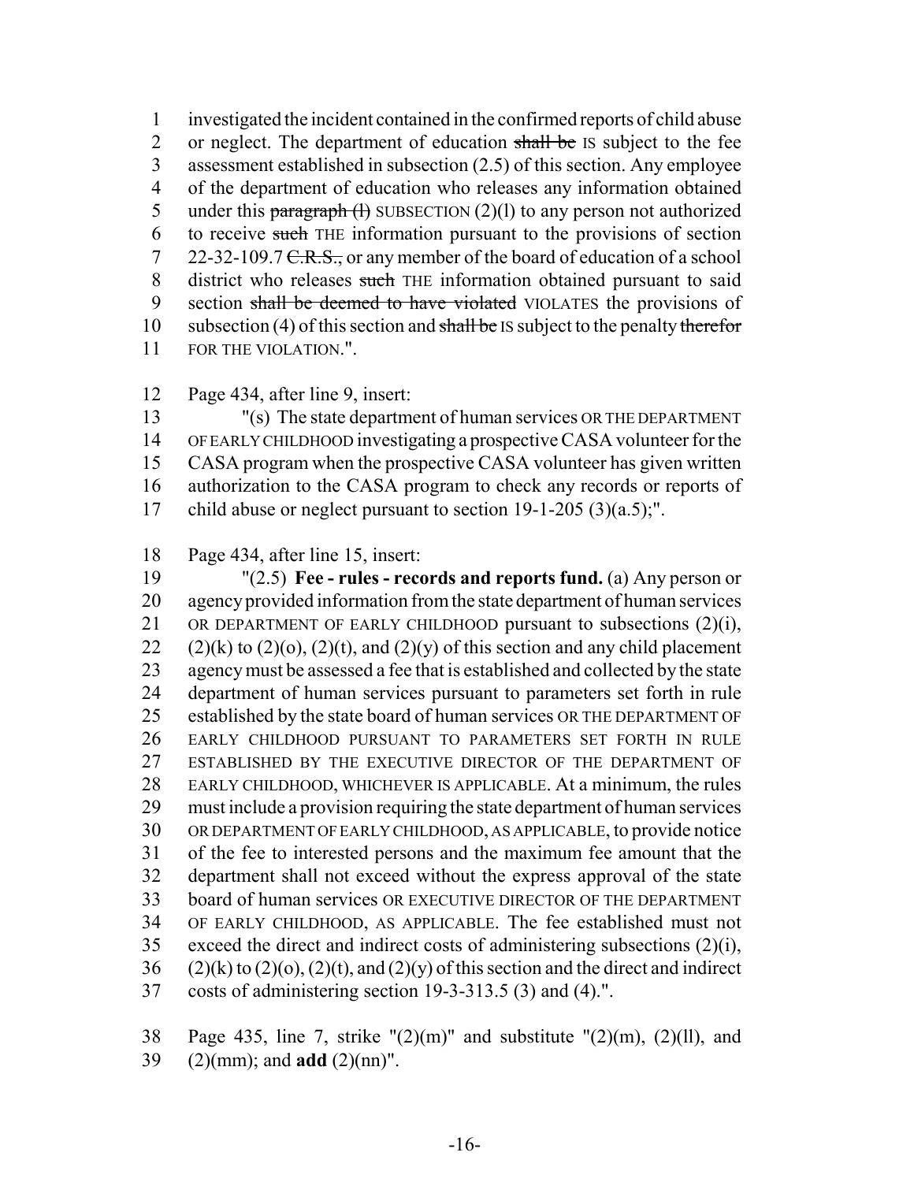1 investigated the incident contained in the confirmed reports of child abuse
2 or neglect. The department of education ~~shall be~~ IS subject to the fee
3 assessment established in subsection (2.5) of this section. Any employee
4 of the department of education who releases any information obtained
5 under this ~~paragraph (l)~~ SUBSECTION (2)(l) to any person not authorized
6 to receive ~~such~~ THE information pursuant to the provisions of section
7 22-32-109.7 ~~C.R.S.,~~ or any member of the board of education of a school
8 district who releases ~~such~~ THE information obtained pursuant to said
9 section ~~shall be deemed to have violated~~ VIOLATES the provisions of
10 subsection (4) of this section and ~~shall be~~ IS subject to the penalty ~~therefor~~
11 FOR THE VIOLATION.".

12 Page 434, after line 9, insert:

13 "(s) The state department of human services OR THE DEPARTMENT
14 OF EARLY CHILDHOOD investigating a prospective CASA volunteer for the
15 CASA program when the prospective CASA volunteer has given written
16 authorization to the CASA program to check any records or reports of
17 child abuse or neglect pursuant to section 19-1-205 (3)(a.5);".

18 Page 434, after line 15, insert:

19 "(2.5) **Fee - rules - records and reports fund.** (a) Any person or
20 agency provided information from the state department of human services
21 OR DEPARTMENT OF EARLY CHILDHOOD pursuant to subsections (2)(i),
22 (2)(k) to (2)(o), (2)(t), and (2)(y) of this section and any child placement
23 agency must be assessed a fee that is established and collected by the state
24 department of human services pursuant to parameters set forth in rule
25 established by the state board of human services OR THE DEPARTMENT OF
26 EARLY CHILDHOOD PURSUANT TO PARAMETERS SET FORTH IN RULE
27 ESTABLISHED BY THE EXECUTIVE DIRECTOR OF THE DEPARTMENT OF
28 EARLY CHILDHOOD, WHICHEVER IS APPLICABLE. At a minimum, the rules
29 must include a provision requiring the state department of human services
30 OR DEPARTMENT OF EARLY CHILDHOOD, AS APPLICABLE, to provide notice
31 of the fee to interested persons and the maximum fee amount that the
32 department shall not exceed without the express approval of the state
33 board of human services OR EXECUTIVE DIRECTOR OF THE DEPARTMENT
34 OF EARLY CHILDHOOD, AS APPLICABLE. The fee established must not
35 exceed the direct and indirect costs of administering subsections (2)(i),
36 (2)(k) to (2)(o), (2)(t), and (2)(y) of this section and the direct and indirect
37 costs of administering section 19-3-313.5 (3) and (4).".

38 Page 435, line 7, strike "(2)(m)" and substitute "(2)(m), (2)(ll), and
39 (2)(mm); and **add** (2)(nn)".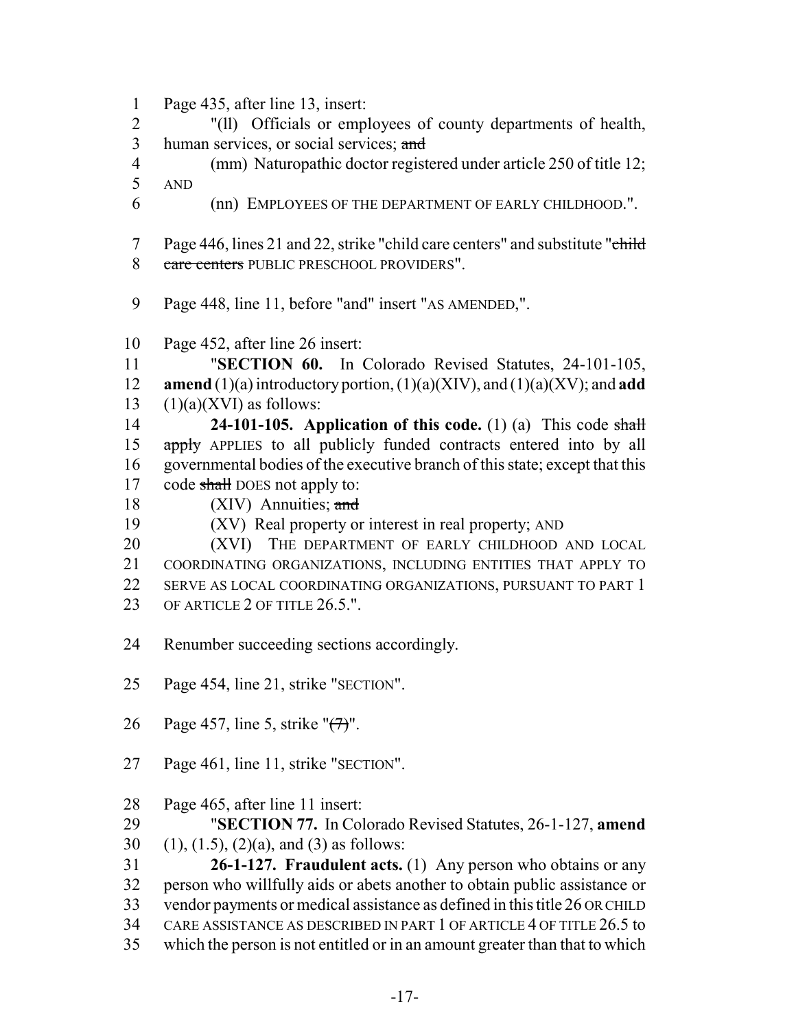1 Page 435, after line 13, insert:

2 "(ll) Officials or employees of county departments of health,
3 human services, or social services; ~~and~~

4 (mm) Naturopathic doctor registered under article 250 of title 12;
5 AND

6 (nn) EMPLOYEES OF THE DEPARTMENT OF EARLY CHILDHOOD.".

7 Page 446, lines 21 and 22, strike "child care centers" and substitute "~~child~~
8 ~~care centers~~ PUBLIC PRESCHOOL PROVIDERS".

9 Page 448, line 11, before "and" insert "AS AMENDED,".

10 Page 452, after line 26 insert:

11 "**SECTION 60.** In Colorado Revised Statutes, 24-101-105,
12 **amend** (1)(a) introductory portion, (1)(a)(XIV), and (1)(a)(XV); and **add**
13 (1)(a)(XVI) as follows:

14 **24-101-105. Application of this code.** (1) (a) This code ~~shall~~
15 ~~apply~~ APPLIES to all publicly funded contracts entered into by all
16 governmental bodies of the executive branch of this state; except that this
17 code ~~shall~~ DOES not apply to:

18 (XIV) Annuities; ~~and~~

19 (XV) Real property or interest in real property; AND

20 (XVI) THE DEPARTMENT OF EARLY CHILDHOOD AND LOCAL
21 COORDINATING ORGANIZATIONS, INCLUDING ENTITIES THAT APPLY TO
22 SERVE AS LOCAL COORDINATING ORGANIZATIONS, PURSUANT TO PART 1
23 OF ARTICLE 2 OF TITLE 26.5.".

24 Renumber succeeding sections accordingly.

25 Page 454, line 21, strike "SECTION".

26 Page 457, line 5, strike "~~(7)~~".

27 Page 461, line 11, strike "SECTION".

28 Page 465, after line 11 insert:

29 "**SECTION 77.** In Colorado Revised Statutes, 26-1-127, **amend**
30 (1), (1.5), (2)(a), and (3) as follows:

31 **26-1-127. Fraudulent acts.** (1) Any person who obtains or any
32 person who willfully aids or abets another to obtain public assistance or
33 vendor payments or medical assistance as defined in this title 26 OR CHILD
34 CARE ASSISTANCE AS DESCRIBED IN PART 1 OF ARTICLE 4 OF TITLE 26.5 to
35 which the person is not entitled or in an amount greater than that to which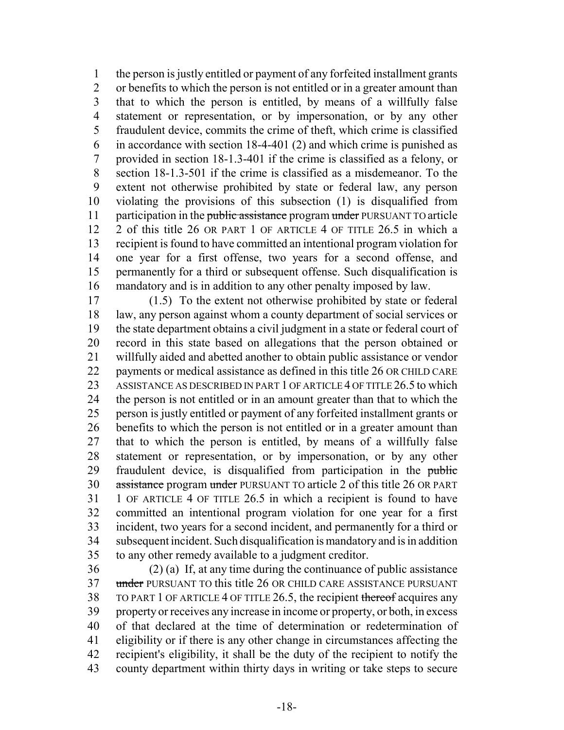the person is justly entitled or payment of any forfeited installment grants or benefits to which the person is not entitled or in a greater amount than that to which the person is entitled, by means of a willfully false statement or representation, or by impersonation, or by any other fraudulent device, commits the crime of theft, which crime is classified in accordance with section 18-4-401 (2) and which crime is punished as provided in section 18-1.3-401 if the crime is classified as a felony, or section 18-1.3-501 if the crime is classified as a misdemeanor. To the extent not otherwise prohibited by state or federal law, any person violating the provisions of this subsection (1) is disqualified from participation in the ~~public assistance~~ program ~~under~~ PURSUANT TO article 2 of this title 26 OR PART 1 OF ARTICLE 4 OF TITLE 26.5 in which a recipient is found to have committed an intentional program violation for one year for a first offense, two years for a second offense, and permanently for a third or subsequent offense. Such disqualification is mandatory and is in addition to any other penalty imposed by law.

(1.5) To the extent not otherwise prohibited by state or federal law, any person against whom a county department of social services or the state department obtains a civil judgment in a state or federal court of record in this state based on allegations that the person obtained or willfully aided and abetted another to obtain public assistance or vendor payments or medical assistance as defined in this title 26 OR CHILD CARE ASSISTANCE AS DESCRIBED IN PART 1 OF ARTICLE 4 OF TITLE 26.5 to which the person is not entitled or in an amount greater than that to which the person is justly entitled or payment of any forfeited installment grants or benefits to which the person is not entitled or in a greater amount than that to which the person is entitled, by means of a willfully false statement or representation, or by impersonation, or by any other fraudulent device, is disqualified from participation in the ~~public assistance~~ program ~~under~~ PURSUANT TO article 2 of this title 26 OR PART 1 OF ARTICLE 4 OF TITLE 26.5 in which a recipient is found to have committed an intentional program violation for one year for a first incident, two years for a second incident, and permanently for a third or subsequent incident. Such disqualification is mandatory and is in addition to any other remedy available to a judgment creditor.

(2) (a) If, at any time during the continuance of public assistance ~~under~~ PURSUANT TO this title 26 OR CHILD CARE ASSISTANCE PURSUANT TO PART 1 OF ARTICLE 4 OF TITLE 26.5, the recipient ~~thereof~~ acquires any property or receives any increase in income or property, or both, in excess of that declared at the time of determination or redetermination of eligibility or if there is any other change in circumstances affecting the recipient's eligibility, it shall be the duty of the recipient to notify the county department within thirty days in writing or take steps to secure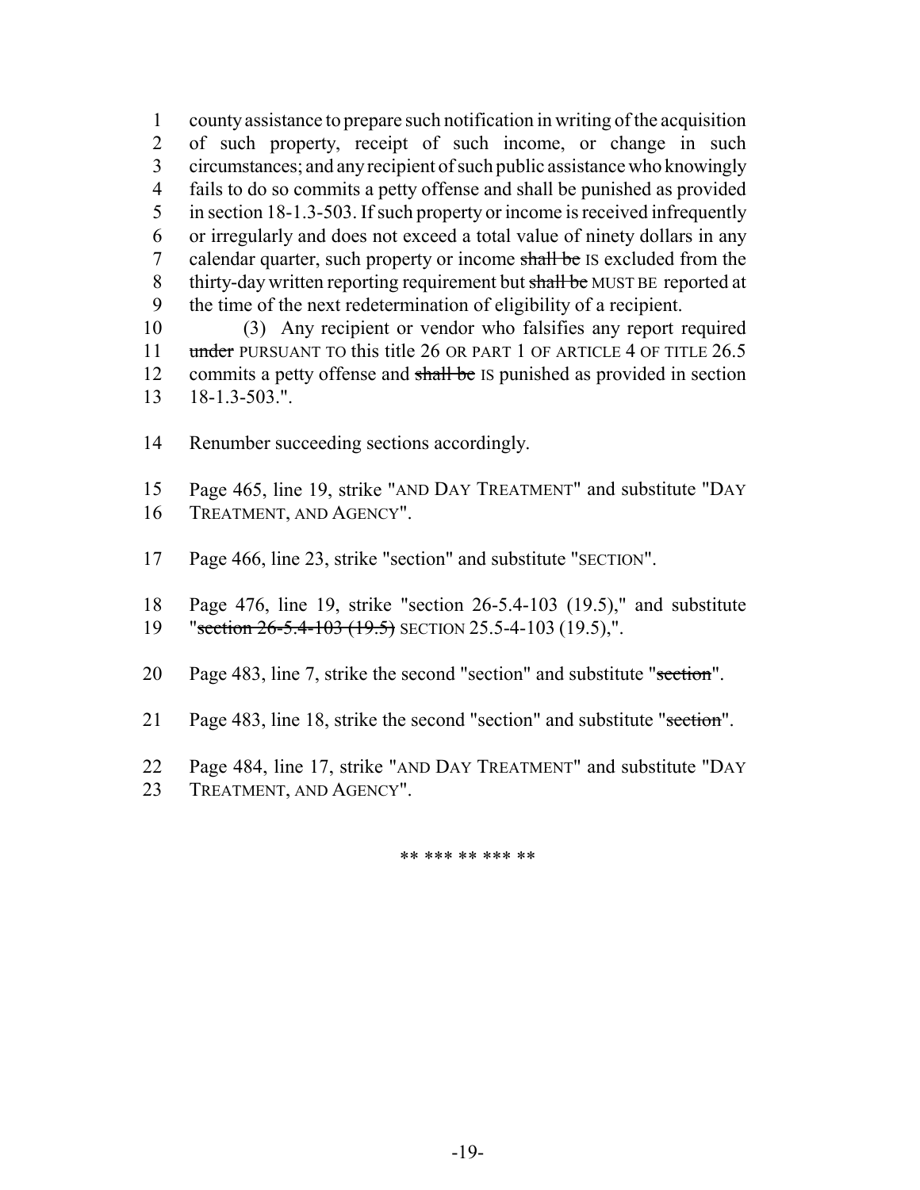county assistance to prepare such notification in writing of the acquisition of such property, receipt of such income, or change in such circumstances; and any recipient of such public assistance who knowingly fails to do so commits a petty offense and shall be punished as provided in section 18-1.3-503. If such property or income is received infrequently or irregularly and does not exceed a total value of ninety dollars in any calendar quarter, such property or income ~~shall be~~ IS excluded from the thirty-day written reporting requirement but ~~shall be~~ MUST BE reported at the time of the next redetermination of eligibility of a recipient.

(3) Any recipient or vendor who falsifies any report required ~~under~~ PURSUANT TO this title 26 OR PART 1 OF ARTICLE 4 OF TITLE 26.5 commits a petty offense and ~~shall be~~ IS punished as provided in section 18-1.3-503.".

Renumber succeeding sections accordingly.

Page 465, line 19, strike "AND DAY TREATMENT" and substitute "DAY TREATMENT, AND AGENCY".

Page 466, line 23, strike "section" and substitute "SECTION".

Page 476, line 19, strike "section 26-5.4-103 (19.5)," and substitute "~~section 26-5.4-103 (19.5)~~ SECTION 25.5-4-103 (19.5),".

Page 483, line 7, strike the second "section" and substitute "~~section~~".

Page 483, line 18, strike the second "section" and substitute "~~section~~".

Page 484, line 17, strike "AND DAY TREATMENT" and substitute "DAY TREATMENT, AND AGENCY".

** *** ** *** **